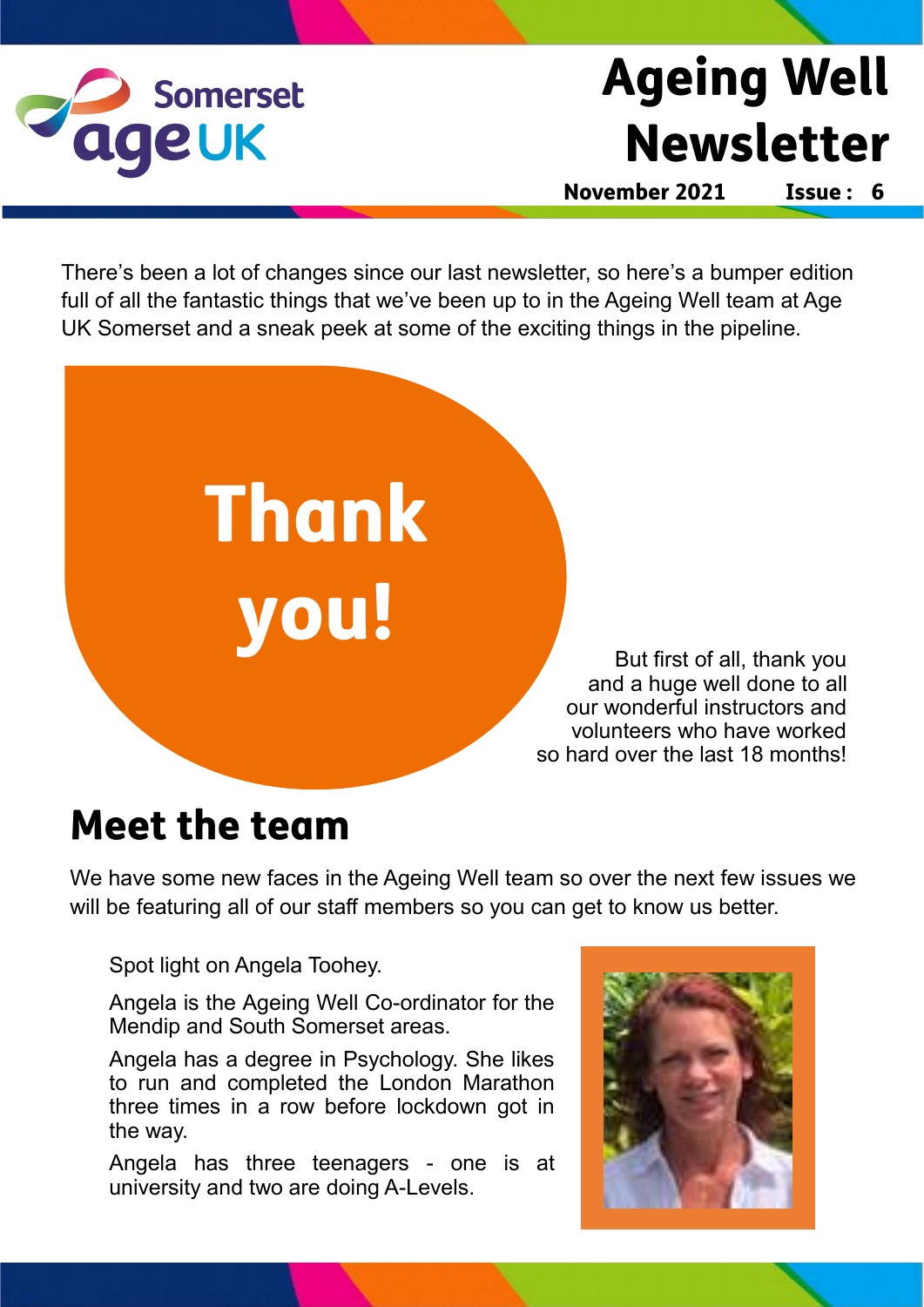Somerset age UK

# Ageing Well Newsletter

**November 2021 Issue : 6**

There's been a lot of changes since our last newsletter, so here's a bumper edition full of all the fantastic things that we've been up to in the Ageing Well team at Age UK Somerset and a sneak peek at some of the exciting things in the pipeline.

## Thank you!

But first of all, thank you and a huge well done to all our wonderful instructors and volunteers who have worked so hard over the last 18 months!

## Meet the team

We have some new faces in the Ageing Well team so over the next few issues we will be featuring all of our staff members so you can get to know us better.

Spot light on Angela Toohey.

Angela is the Ageing Well Co-ordinator for the Mendip and South Somerset areas.

Angela has a degree in Psychology. She likes to run and completed the London Marathon three times in a row before lockdown got in the way.

Angela has three teenagers - one is at university and two are doing A-Levels.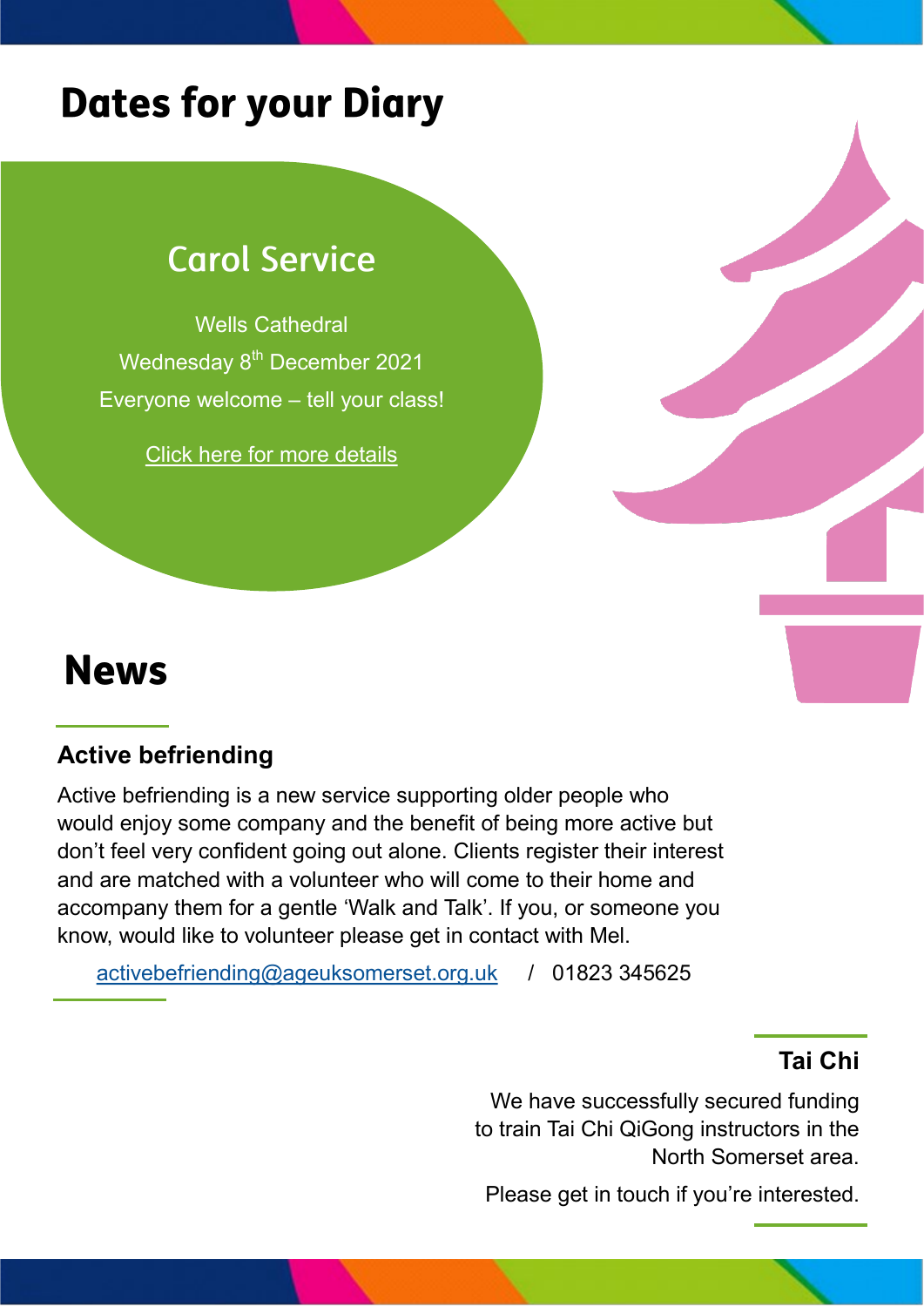# Dates for your Diary

## Carol Service

Wells Cathedral

Wednesday 8th December 2021

Everyone welcome – tell your class!

Click here for more details

# News

### Active befriending

Active befriending is a new service supporting older people who would enjoy some company and the benefit of being more active but don't feel very confident going out alone. Clients register their interest and are matched with a volunteer who will come to their home and accompany them for a gentle 'Walk and Talk'. If you, or someone you know, would like to volunteer please get in contact with Mel.

activebefriending@ageuksomerset.org.uk / 01823 345625

### Tai Chi

We have successfully secured funding to train Tai Chi QiGong instructors in the North Somerset area.

Please get in touch if you're interested.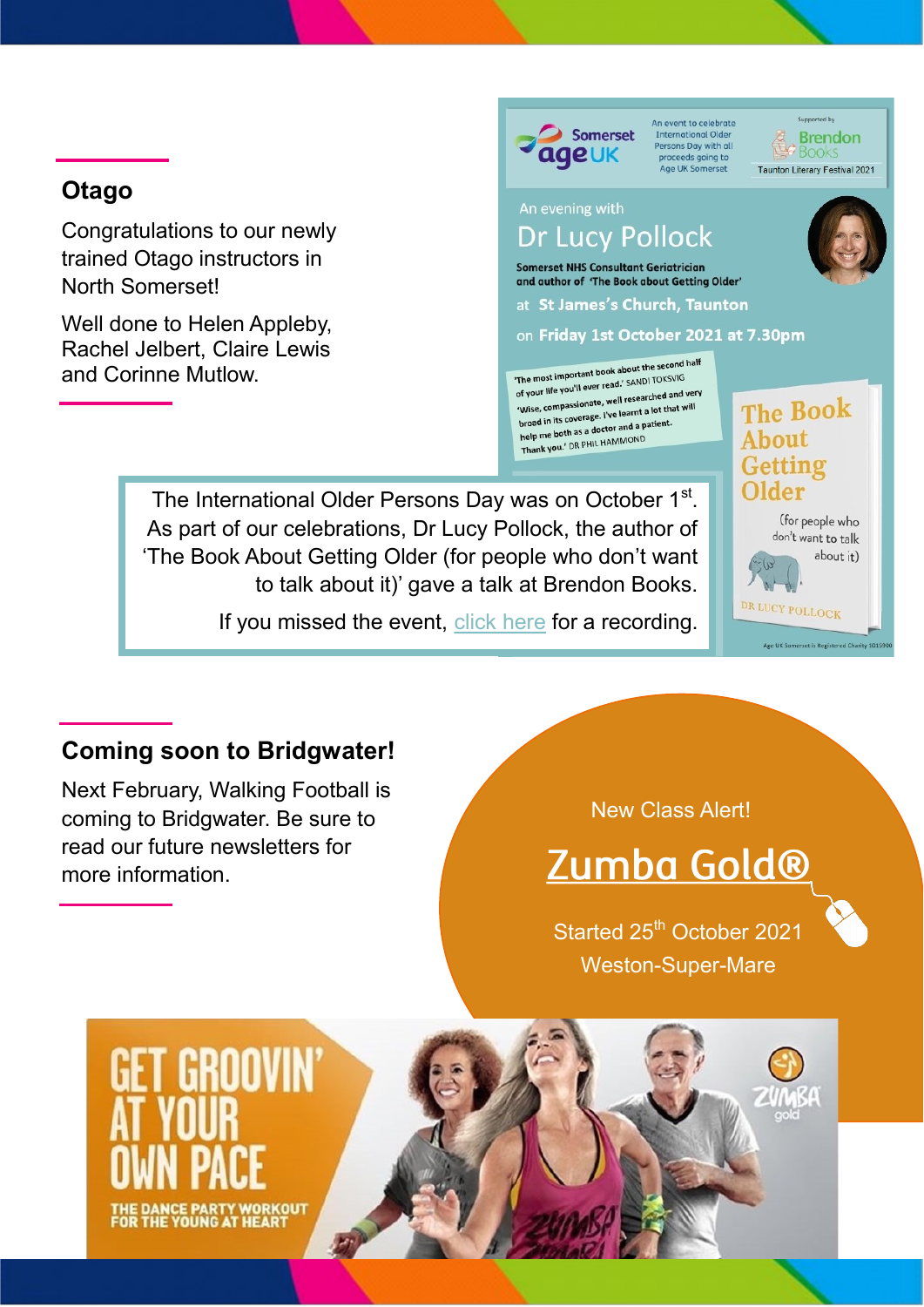## Otago

Congratulations to our newly trained Otago instructors in North Somerset!

Well done to Helen Appleby, Rachel Jelbert, Claire Lewis and Corinne Mutlow.

Somerset age UK

An event to celebrate International Older Persons Day with all proceeds going to Age UK Somerset

Supported by Brendon Books

Taunton Literary Festival 2021

An evening with

Dr Lucy Pollock

Somerset NHS Consultant Geriatrician and author of 'The Book about Getting Older'

at St James's Church, Taunton

on Friday 1st October 2021 at 7.30pm

'The most important book about the second half of your life you'll ever read.' SANDI TOKSVIG

'Wise, compassionate, well researched and very broad in its coverage. I've learnt a lot that will help me both as a doctor and a patient. Thank you.' DR PHIL HAMMOND

The Book About Getting Older (for people who don't want to talk about it)

DR LUCY POLLOCK

Age UK Somerset is Registered Charity 1015900

The International Older Persons Day was on October 1st. As part of our celebrations, Dr Lucy Pollock, the author of 'The Book About Getting Older (for people who don't want to talk about it)' gave a talk at Brendon Books.

If you missed the event, click here for a recording.

## Coming soon to Bridgwater!

Next February, Walking Football is coming to Bridgwater. Be sure to read our future newsletters for more information.

New Class Alert!

**Zumba Gold®**

Started 25th October 2021

Weston-Super-Mare

GET GROOVIN' AT YOUR OWN PACE

THE DANCE PARTY WORKOUT FOR THE YOUNG AT HEART

ZUMBA gold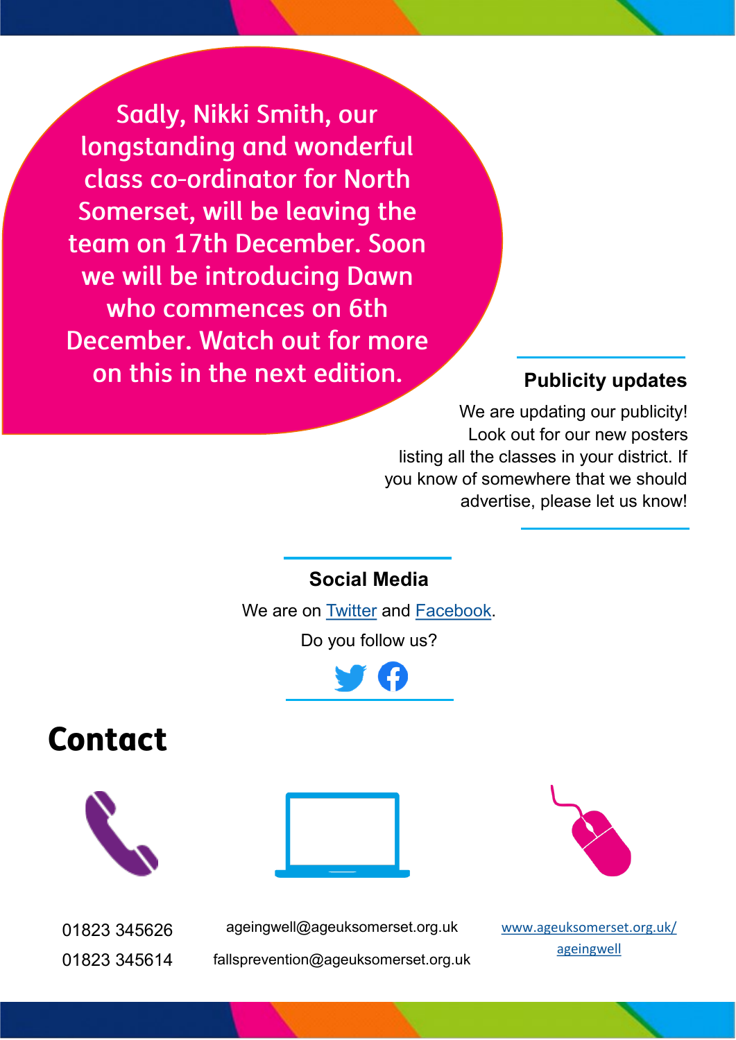Sadly, Nikki Smith, our longstanding and wonderful class co-ordinator for North Somerset, will be leaving the team on 17th December. Soon we will be introducing Dawn who commences on 6th December. Watch out for more on this in the next edition.

### Publicity updates

We are updating our publicity! Look out for our new posters listing all the classes in your district. If you know of somewhere that we should advertise, please let us know!

### Social Media

We are on Twitter and Facebook.

Do you follow us?

## Contact

01823 345626

01823 345614

ageingwell@ageuksomerset.org.uk

fallsprevention@ageuksomerset.org.uk

www.ageuksomerset.org.uk/ageingwell